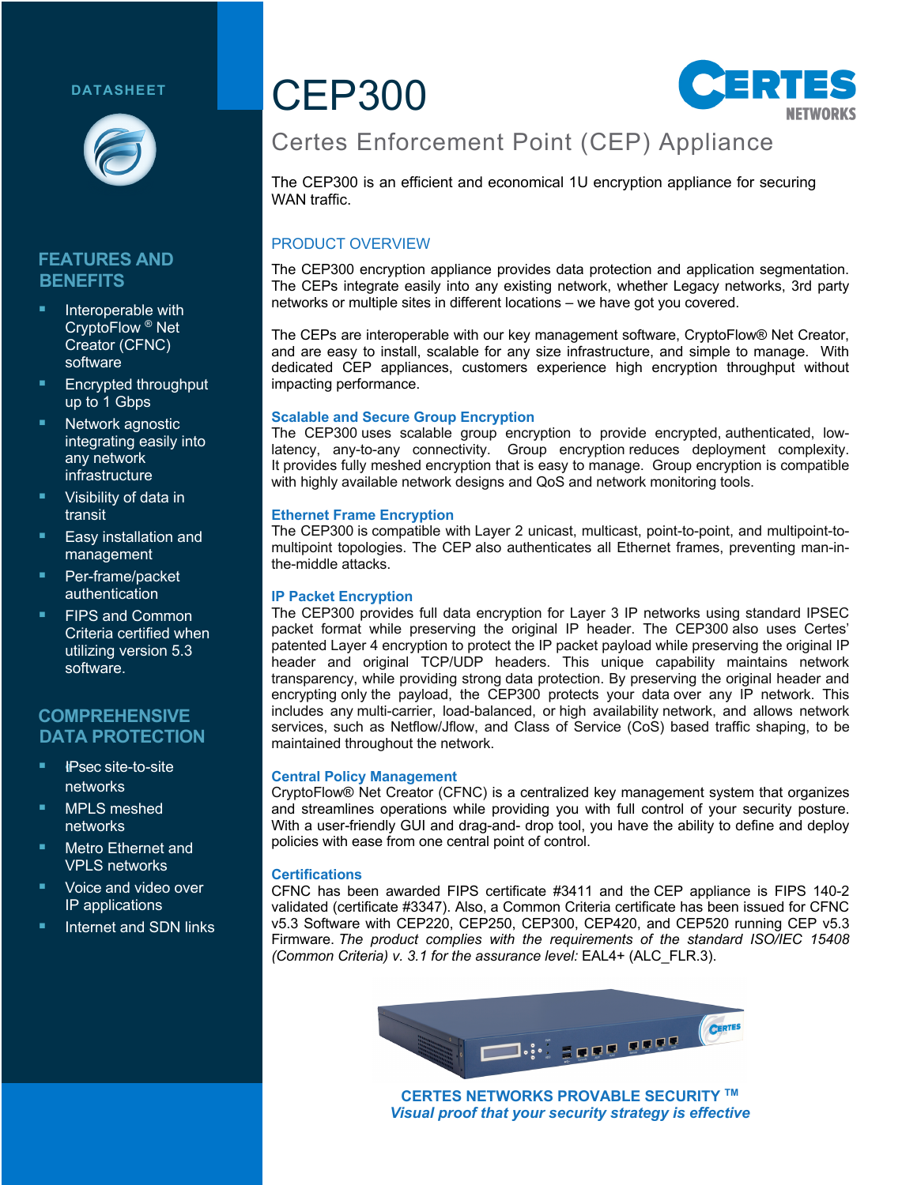DATASHEET

# CEP300

## Certes Enforcement Point (CEP) Appliance

The CEP300 is an efficient and economical 1U encryption appliance for securing WAN traffic.

## FEATURES AND BENEFITS

- Interoperable with CryptoFlow ® Net Creator (CFNC) software
- Encrypted throughput up to 1 Gbps
- Network agnostic integrating easily into any network infrastructure
- Visibility of data in transit
- Easy installation and management
- Per-frame/packet authentication
- FIPS and Common Criteria certified when utilizing version 5.3 software.

## COMPREHENSIVE DATA PROTECTION

- IPsec site-to-site networks
- MPLS meshed networks
- Metro Ethernet and VPLS networks
- Voice and video over IP applications
- Internet and SDN links

## PRODUCT OVERVIEW

The CEP300 encryption appliance provides data protection and application segmentation. The CEPs integrate easily into any existing network, whether Legacy networks, 3rd party networks or multiple sites in different locations – we have got you covered.

The CEPs are interoperable with our key management software, CryptoFlow® Net Creator, and are easy to install, scalable for any size infrastructure, and simple to manage. With dedicated CEP appliances, customers experience high encryption throughput without impacting performance.

### Scalable and Secure Group Encryption

The CEP300 uses scalable group encryption to provide encrypted, authenticated, low-latency, any-to-any connectivity. Group encryption reduces deployment complexity. It provides fully meshed encryption that is easy to manage. Group encryption is compatible with highly available network designs and QoS and network monitoring tools.

### Ethernet Frame Encryption

The CEP300 is compatible with Layer 2 unicast, multicast, point-to-point, and multipoint-to-multipoint topologies. The CEP also authenticates all Ethernet frames, preventing man-in-the-middle attacks.

### IP Packet Encryption

The CEP300 provides full data encryption for Layer 3 IP networks using standard IPSEC packet format while preserving the original IP header. The CEP300 also uses Certes' patented Layer 4 encryption to protect the IP packet payload while preserving the original IP header and original TCP/UDP headers. This unique capability maintains network transparency, while providing strong data protection. By preserving the original header and encrypting only the payload, the CEP300 protects your data over any IP network. This includes any multi-carrier, load-balanced, or high availability network, and allows network services, such as Netflow/Jflow, and Class of Service (CoS) based traffic shaping, to be maintained throughout the network.

### Central Policy Management

CryptoFlow® Net Creator (CFNC) is a centralized key management system that organizes and streamlines operations while providing you with full control of your security posture. With a user-friendly GUI and drag-and- drop tool, you have the ability to define and deploy policies with ease from one central point of control.

### Certifications

CFNC has been awarded FIPS certificate #3411 and the CEP appliance is FIPS 140-2 validated (certificate #3347). Also, a Common Criteria certificate has been issued for CFNC v5.3 Software with CEP220, CEP250, CEP300, CEP420, and CEP520 running CEP v5.3 Firmware. *The product complies with the requirements of the standard ISO/IEC 15408 (Common Criteria) v. 3.1 for the assurance level:* EAL4+ (ALC_FLR.3).

**CERTES NETWORKS PROVABLE SECURITY ™**
***Visual proof that your security strategy is effective***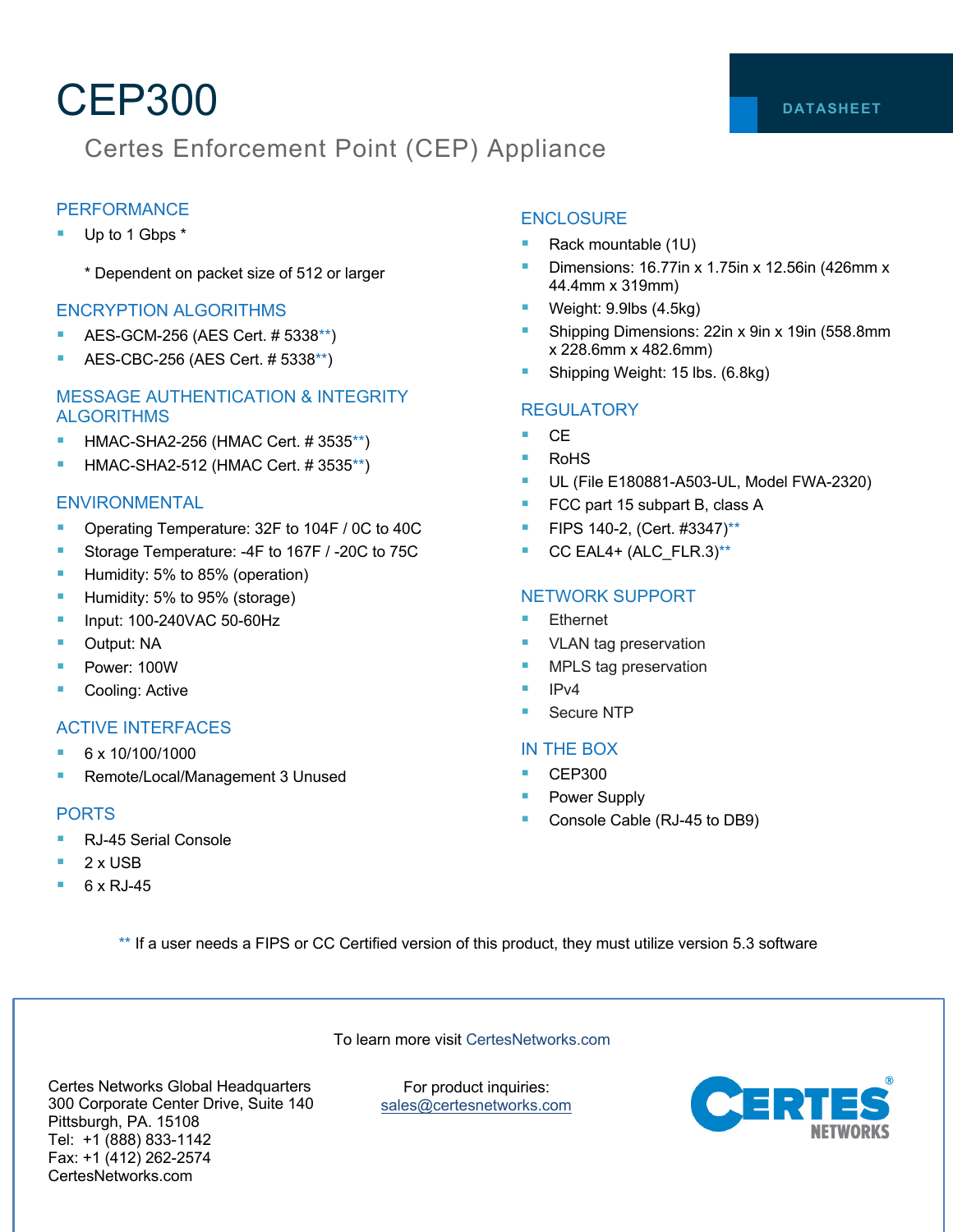# CEP300

DATASHEET

## Certes Enforcement Point (CEP) Appliance

### PERFORMANCE

- Up to 1 Gbps *

  * Dependent on packet size of 512 or larger

### ENCRYPTION ALGORITHMS

- AES-GCM-256 (AES Cert. # 5338**)
- AES-CBC-256 (AES Cert. # 5338**)

### MESSAGE AUTHENTICATION & INTEGRITY ALGORITHMS

- HMAC-SHA2-256 (HMAC Cert. # 3535**)
- HMAC-SHA2-512 (HMAC Cert. # 3535**)

### ENVIRONMENTAL

- Operating Temperature: 32F to 104F / 0C to 40C
- Storage Temperature: -4F to 167F / -20C to 75C
- Humidity: 5% to 85% (operation)
- Humidity: 5% to 95% (storage)
- Input: 100-240VAC 50-60Hz
- Output: NA
- Power: 100W
- Cooling: Active

### ACTIVE INTERFACES

- 6 x 10/100/1000
- Remote/Local/Management 3 Unused

### PORTS

- RJ-45 Serial Console
- 2 x USB
- 6 x RJ-45

### ENCLOSURE

- Rack mountable (1U)
- Dimensions: 16.77in x 1.75in x 12.56in (426mm x 44.4mm x 319mm)
- Weight: 9.9lbs (4.5kg)
- Shipping Dimensions: 22in x 9in x 19in (558.8mm x 228.6mm x 482.6mm)
- Shipping Weight: 15 lbs. (6.8kg)

### REGULATORY

- CE
- RoHS
- UL (File E180881-A503-UL, Model FWA-2320)
- FCC part 15 subpart B, class A
- FIPS 140-2, (Cert. #3347)**
- CC EAL4+ (ALC_FLR.3)**

### NETWORK SUPPORT

- Ethernet
- VLAN tag preservation
- MPLS tag preservation
- IPv4
- Secure NTP

### IN THE BOX

- CEP300
- Power Supply
- Console Cable (RJ-45 to DB9)

** If a user needs a FIPS or CC Certified version of this product, they must utilize version 5.3 software

---

To learn more visit CertesNetworks.com

Certes Networks Global Headquarters
300 Corporate Center Drive, Suite 140
Pittsburgh, PA. 15108
Tel: +1 (888) 833-1142
Fax: +1 (412) 262-2574
CertesNetworks.com

For product inquiries:
sales@certesnetworks.com

CERTES® NETWORKS